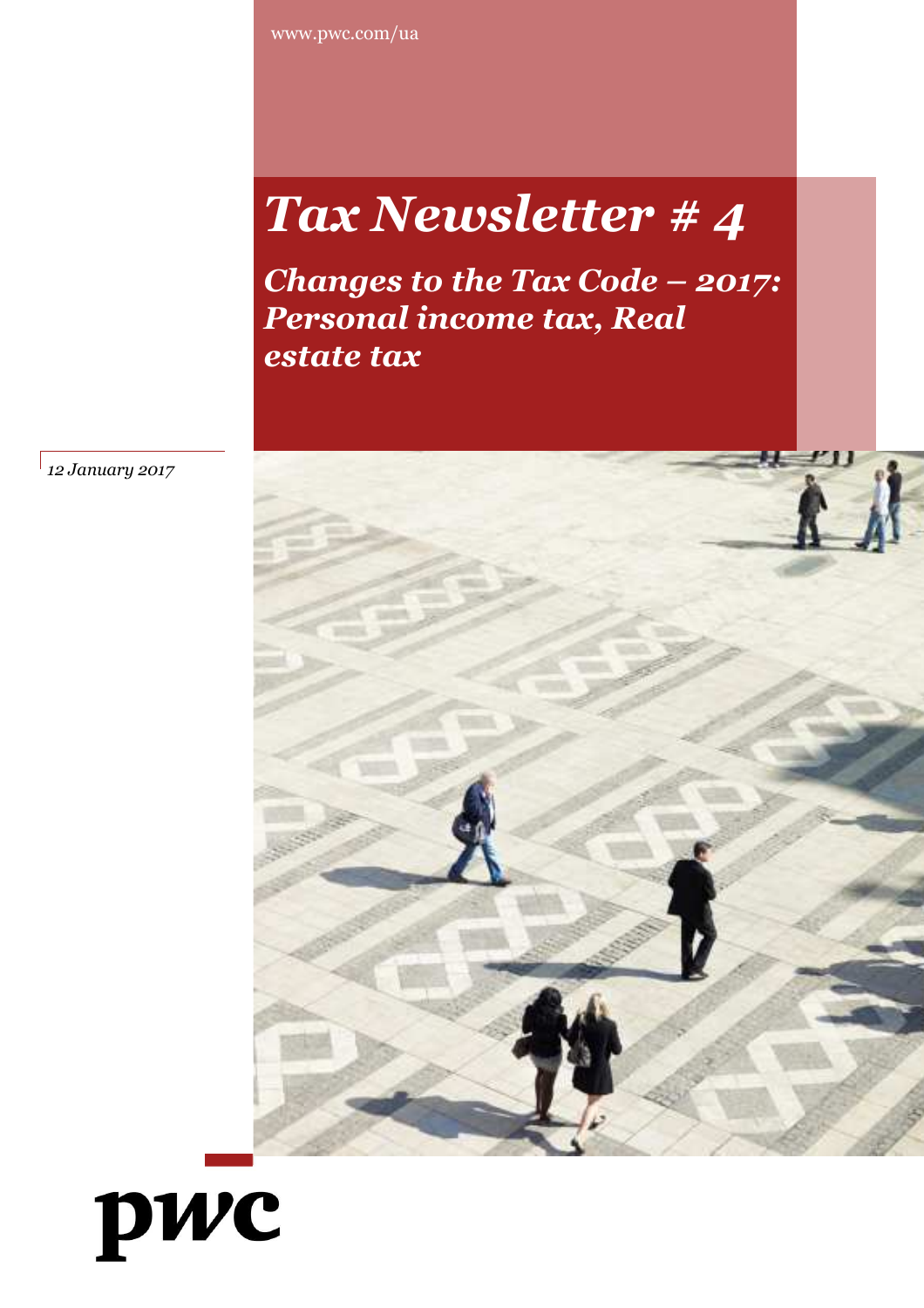www.pwc.com/ua

# *Tax Newsletter # 4*

## *Changes to the Tax Code – 2017: Personal income tax, Real estate tax*

*12 January 2017*

pwc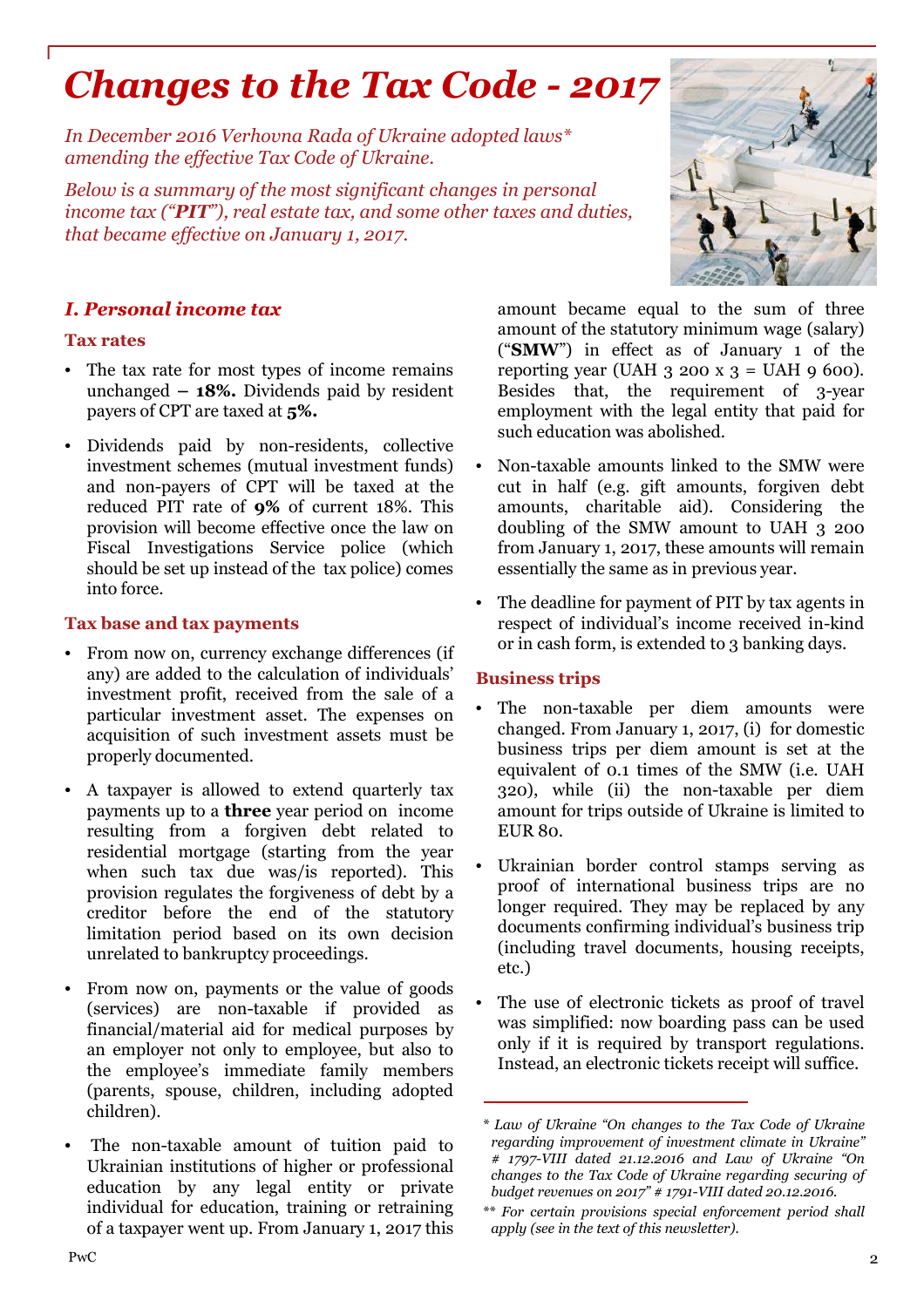# *Changes to the Tax Code - 2017*

*In December 2016 Verhovna Rada of Ukraine adopted laws\* amending the effective Tax Code of Ukraine.*

*Below is a summary of the most significant changes in personal income tax (“**PIT**”), real estate tax, and some other taxes and duties, that became effective on January 1, 2017.*

## *I. Personal income tax*

### Tax rates

- The tax rate for most types of income remains unchanged **– 18%.** Dividends paid by resident payers of CPT are taxed at **5%.**
- Dividends paid by non-residents, collective investment schemes (mutual investment funds) and non-payers of CPT will be taxed at the reduced PIT rate of **9%** of current 18%. This provision will become effective once the law on Fiscal Investigations Service police (which should be set up instead of the tax police) comes into force.

### Tax base and tax payments

- From now on, currency exchange differences (if any) are added to the calculation of individuals' investment profit, received from the sale of a particular investment asset. The expenses on acquisition of such investment assets must be properly documented.
- A taxpayer is allowed to extend quarterly tax payments up to a **three** year period on income resulting from a forgiven debt related to residential mortgage (starting from the year when such tax due was/is reported). This provision regulates the forgiveness of debt by a creditor before the end of the statutory limitation period based on its own decision unrelated to bankruptcy proceedings.
- From now on, payments or the value of goods (services) are non-taxable if provided as financial/material aid for medical purposes by an employer not only to employee, but also to the employee's immediate family members (parents, spouse, children, including adopted children).
- The non-taxable amount of tuition paid to Ukrainian institutions of higher or professional education by any legal entity or private individual for education, training or retraining of a taxpayer went up. From January 1, 2017 this amount became equal to the sum of three amount of the statutory minimum wage (salary) (“**SMW**”) in effect as of January 1 of the reporting year (UAH 3 200 x 3 = UAH 9 600). Besides that, the requirement of 3-year employment with the legal entity that paid for such education was abolished.
- Non-taxable amounts linked to the SMW were cut in half (e.g. gift amounts, forgiven debt amounts, charitable aid). Considering the doubling of the SMW amount to UAH 3 200 from January 1, 2017, these amounts will remain essentially the same as in previous year.
- The deadline for payment of PIT by tax agents in respect of individual's income received in-kind or in cash form, is extended to 3 banking days.

### Business trips

- The non-taxable per diem amounts were changed. From January 1, 2017, (i) for domestic business trips per diem amount is set at the equivalent of 0.1 times of the SMW (i.e. UAH 320), while (ii) the non-taxable per diem amount for trips outside of Ukraine is limited to EUR 80.
- Ukrainian border control stamps serving as proof of international business trips are no longer required. They may be replaced by any documents confirming individual's business trip (including travel documents, housing receipts, etc.)
- The use of electronic tickets as proof of travel was simplified: now boarding pass can be used only if it is required by transport regulations. Instead, an electronic tickets receipt will suffice.

---

\* *Law of Ukraine “On changes to the Tax Code of Ukraine regarding improvement of investment climate in Ukraine” # 1797-VIII dated 21.12.2016 and Law of Ukraine “On changes to the Tax Code of Ukraine regarding securing of budget revenues on 2017” # 1791-VIII dated 20.12.2016.*

\*\* *For certain provisions special enforcement period shall apply (see in the text of this newsletter).*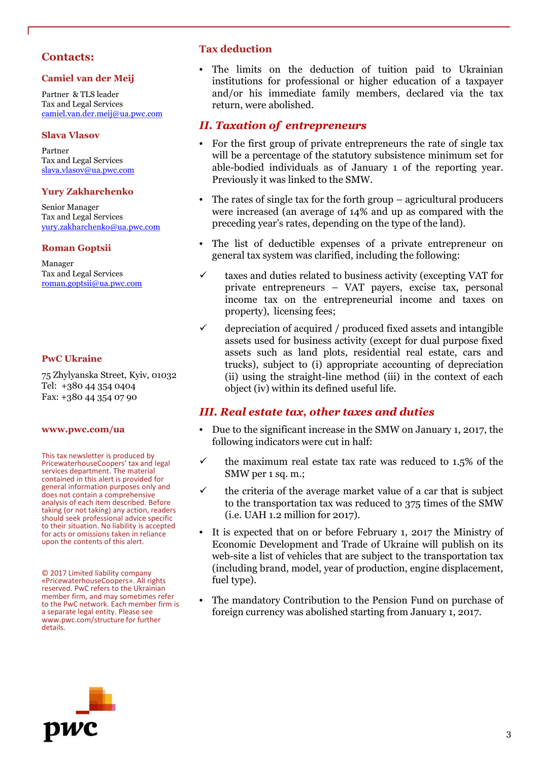## Contacts:

### Camiel van der Meij

Partner & TLS leader
Tax and Legal Services
camiel.van.der.meij@ua.pwc.com

### Slava Vlasov

Partner
Tax and Legal Services
slava.vlasov@ua.pwc.com

### Yury Zakharchenko

Senior Manager
Tax and Legal Services
yury.zakharchenko@ua.pwc.com

### Roman Goptsii

Manager
Tax and Legal Services
roman.goptsii@ua.pwc.com

### PwC Ukraine

75 Zhylyanska Street, Kyiv, 01032
Tel: +380 44 354 0404
Fax: +380 44 354 07 90

**www.pwc.com/ua**

This tax newsletter is produced by PricewaterhouseCoopers' tax and legal services department. The material contained in this alert is provided for general information purposes only and does not contain a comprehensive analysis of each item described. Before taking (or not taking) any action, readers should seek professional advice specific to their situation. No liability is accepted for acts or omissions taken in reliance upon the contents of this alert.

© 2017 Limited liability company «PricewaterhouseCoopers». All rights reserved. PwC refers to the Ukrainian member firm, and may sometimes refer to the PwC network. Each member firm is a separate legal entity. Please see www.pwc.com/structure for further details.

### Tax deduction

- The limits on the deduction of tuition paid to Ukrainian institutions for professional or higher education of a taxpayer and/or his immediate family members, declared via the tax return, were abolished.

## *II. Taxation of entrepreneurs*

- For the first group of private entrepreneurs the rate of single tax will be a percentage of the statutory subsistence minimum set for able-bodied individuals as of January 1 of the reporting year. Previously it was linked to the SMW.
- The rates of single tax for the forth group – agricultural producers were increased (an average of 14% and up as compared with the preceding year's rates, depending on the type of the land).
- The list of deductible expenses of a private entrepreneur on general tax system was clarified, including the following:

✓ taxes and duties related to business activity (excepting VAT for private entrepreneurs – VAT payers, excise tax, personal income tax on the entrepreneurial income and taxes on property), licensing fees;

✓ depreciation of acquired / produced fixed assets and intangible assets used for business activity (except for dual purpose fixed assets such as land plots, residential real estate, cars and trucks), subject to (i) appropriate accounting of depreciation (ii) using the straight-line method (iii) in the context of each object (iv) within its defined useful life.

## *III. Real estate tax, other taxes and duties*

- Due to the significant increase in the SMW on January 1, 2017, the following indicators were cut in half:

✓ the maximum real estate tax rate was reduced to 1.5% of the SMW per 1 sq. m.;

✓ the criteria of the average market value of a car that is subject to the transportation tax was reduced to 375 times of the SMW (i.e. UAH 1.2 million for 2017).

- It is expected that on or before February 1, 2017 the Ministry of Economic Development and Trade of Ukraine will publish on its web-site a list of vehicles that are subject to the transportation tax (including brand, model, year of production, engine displacement, fuel type).
- The mandatory Contribution to the Pension Fund on purchase of foreign currency was abolished starting from January 1, 2017.